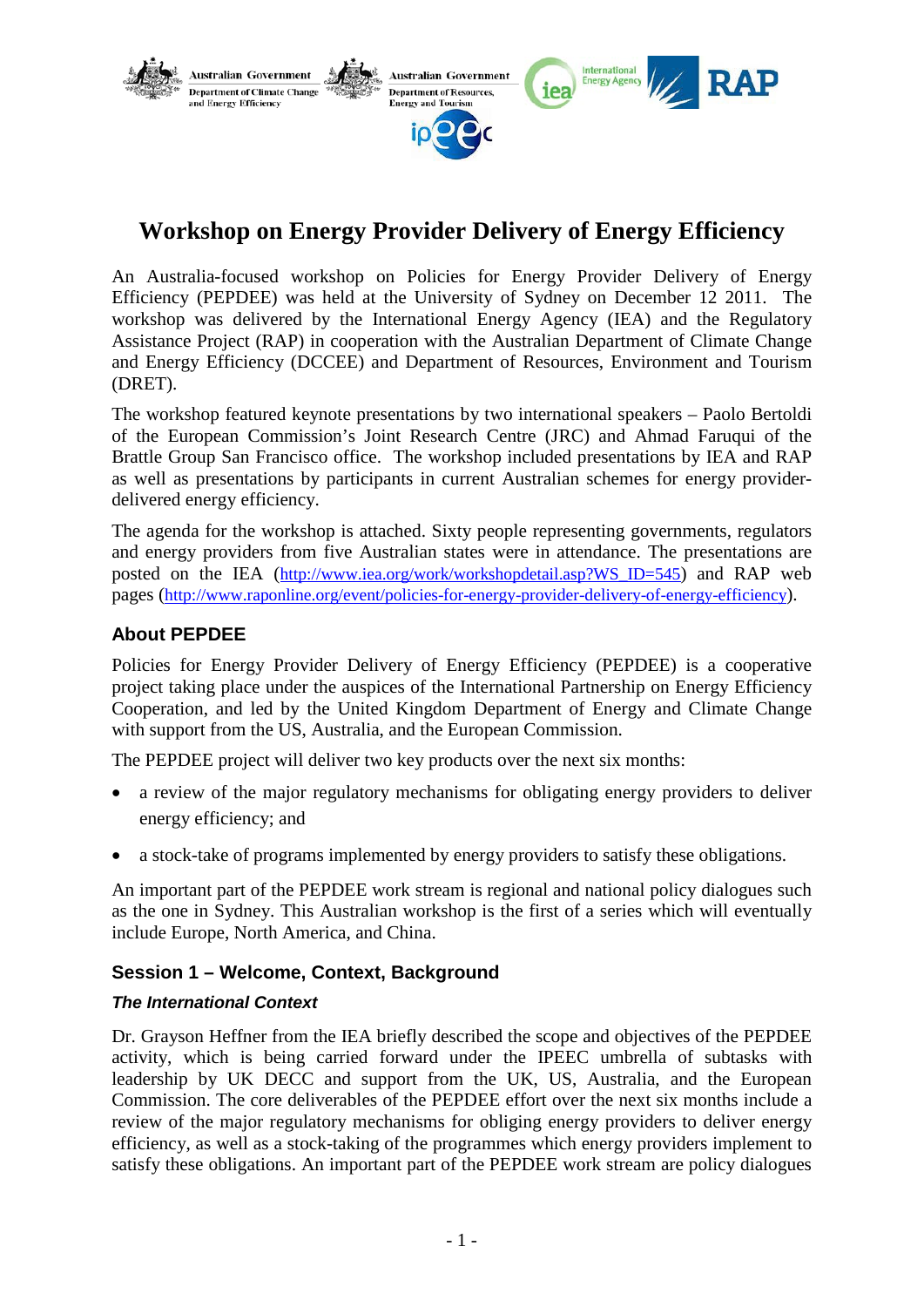# Workshop on Energy Provider Delivery of Energy Efficiency

An Australia-focused workshop on Policies for Energy Provider Delivery of Energy Efficiency (PEPDEE) was held at the University of Sydney on December 12 2011. The workshop was delivered by the International Energy Agency (IEA) and the Regulatory Assistance Project (RAP) in cooperation with the Australian Department of Climate Change and Energy Efficiency (DCCEE) and Department of Resources, Environment and Tourism (DRET).

The workshop featured keynote presentations by two international speakers – Paolo Bertoldi of the European Commission's Joint Research Centre (JRC) and Ahmad Faruqui of the Brattle Group San Francisco office. The workshop included presentations by IEA and RAP as well as presentations by participants in current Australian schemes for energy provider-delivered energy efficiency.

The agenda for the workshop is attached. Sixty people representing governments, regulators and energy providers from five Australian states were in attendance. The presentations are posted on the IEA (http://www.iea.org/work/workshopdetail.asp?WS_ID=545) and RAP web pages (http://www.raponline.org/event/policies-for-energy-provider-delivery-of-energy-efficiency).

## About PEPDEE

Policies for Energy Provider Delivery of Energy Efficiency (PEPDEE) is a cooperative project taking place under the auspices of the International Partnership on Energy Efficiency Cooperation, and led by the United Kingdom Department of Energy and Climate Change with support from the US, Australia, and the European Commission.

The PEPDEE project will deliver two key products over the next six months:

- a review of the major regulatory mechanisms for obligating energy providers to deliver energy efficiency; and
- a stock-take of programs implemented by energy providers to satisfy these obligations.

An important part of the PEPDEE work stream is regional and national policy dialogues such as the one in Sydney. This Australian workshop is the first of a series which will eventually include Europe, North America, and China.

## Session 1 – Welcome, Context, Background

### *The International Context*

Dr. Grayson Heffner from the IEA briefly described the scope and objectives of the PEPDEE activity, which is being carried forward under the IPEEC umbrella of subtasks with leadership by UK DECC and support from the UK, US, Australia, and the European Commission. The core deliverables of the PEPDEE effort over the next six months include a review of the major regulatory mechanisms for obliging energy providers to deliver energy efficiency, as well as a stock-taking of the programmes which energy providers implement to satisfy these obligations. An important part of the PEPDEE work stream are policy dialogues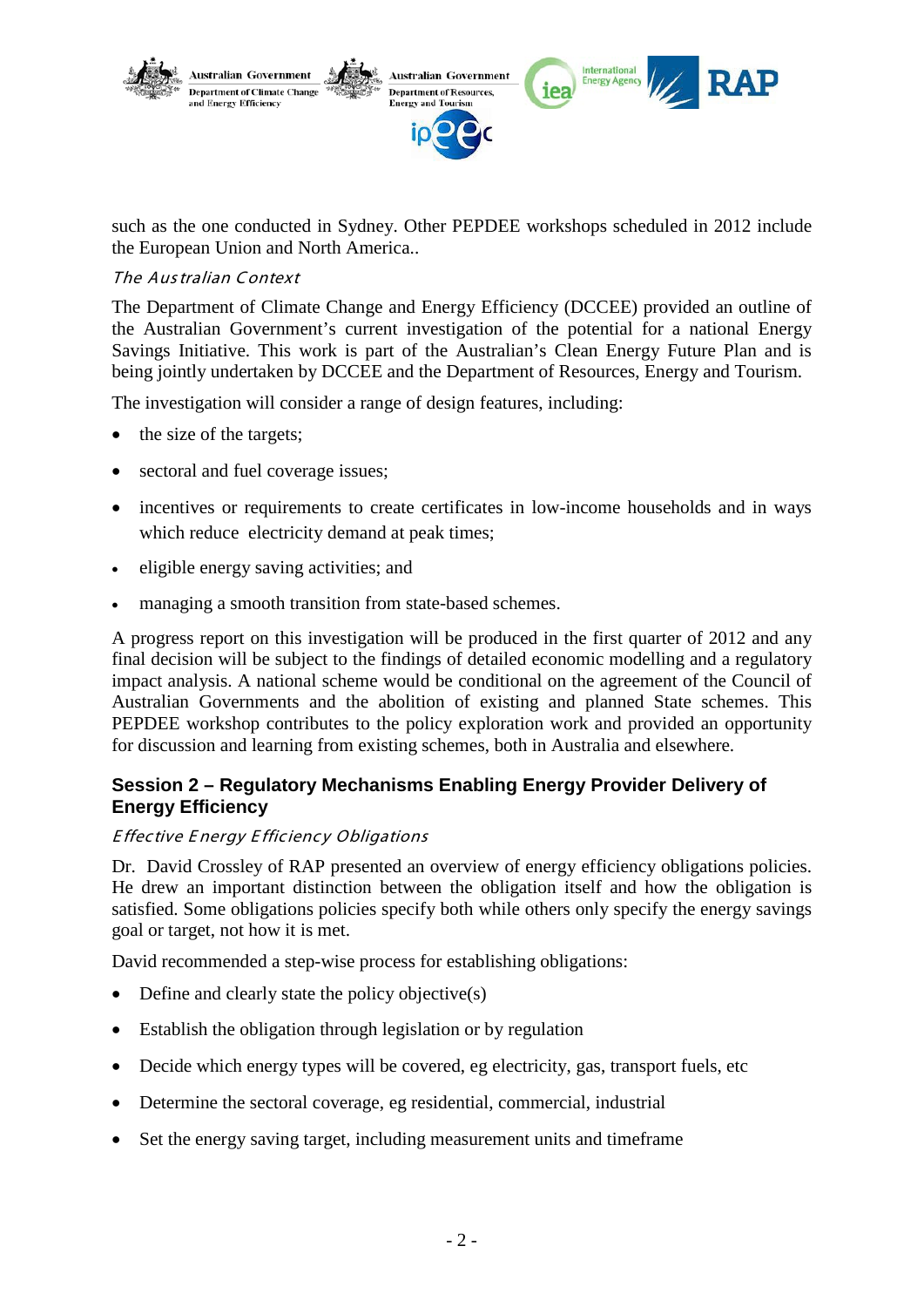such as the one conducted in Sydney. Other PEPDEE workshops scheduled in 2012 include the European Union and North America..

*The Australian Context*

The Department of Climate Change and Energy Efficiency (DCCEE) provided an outline of the Australian Government's current investigation of the potential for a national Energy Savings Initiative. This work is part of the Australian's Clean Energy Future Plan and is being jointly undertaken by DCCEE and the Department of Resources, Energy and Tourism.

The investigation will consider a range of design features, including:

- the size of the targets;
- sectoral and fuel coverage issues;
- incentives or requirements to create certificates in low-income households and in ways which reduce electricity demand at peak times;
- eligible energy saving activities; and
- managing a smooth transition from state-based schemes.

A progress report on this investigation will be produced in the first quarter of 2012 and any final decision will be subject to the findings of detailed economic modelling and a regulatory impact analysis. A national scheme would be conditional on the agreement of the Council of Australian Governments and the abolition of existing and planned State schemes. This PEPDEE workshop contributes to the policy exploration work and provided an opportunity for discussion and learning from existing schemes, both in Australia and elsewhere.

## Session 2 – Regulatory Mechanisms Enabling Energy Provider Delivery of Energy Efficiency

*Effective Energy Efficiency Obligations*

Dr. David Crossley of RAP presented an overview of energy efficiency obligations policies. He drew an important distinction between the obligation itself and how the obligation is satisfied. Some obligations policies specify both while others only specify the energy savings goal or target, not how it is met.

David recommended a step-wise process for establishing obligations:

- Define and clearly state the policy objective(s)
- Establish the obligation through legislation or by regulation
- Decide which energy types will be covered, eg electricity, gas, transport fuels, etc
- Determine the sectoral coverage, eg residential, commercial, industrial
- Set the energy saving target, including measurement units and timeframe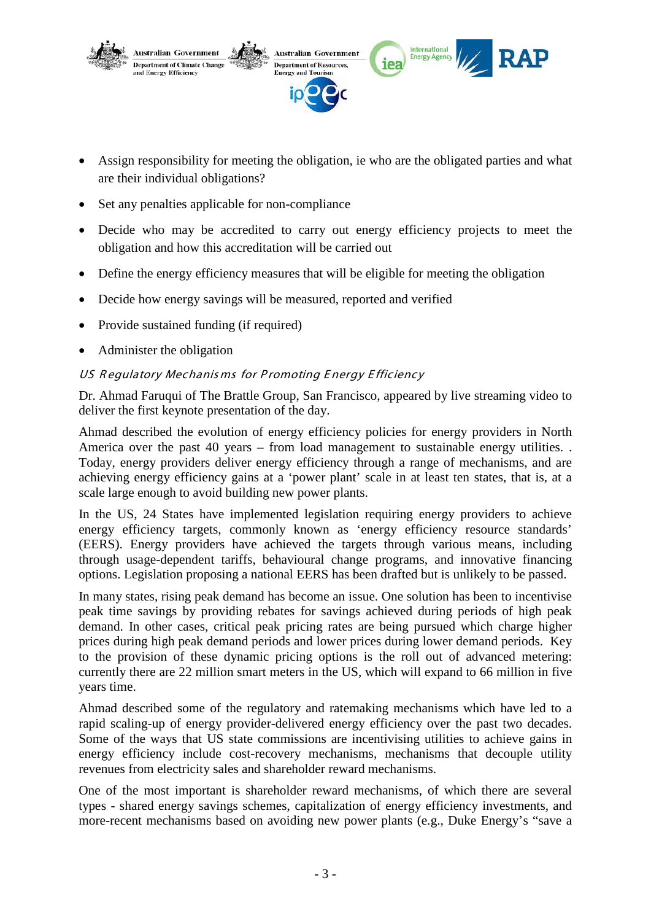- Assign responsibility for meeting the obligation, ie who are the obligated parties and what are their individual obligations?
- Set any penalties applicable for non-compliance
- Decide who may be accredited to carry out energy efficiency projects to meet the obligation and how this accreditation will be carried out
- Define the energy efficiency measures that will be eligible for meeting the obligation
- Decide how energy savings will be measured, reported and verified
- Provide sustained funding (if required)
- Administer the obligation

*US Regulatory Mechanisms for Promoting Energy Efficiency*

Dr. Ahmad Faruqui of The Brattle Group, San Francisco, appeared by live streaming video to deliver the first keynote presentation of the day.

Ahmad described the evolution of energy efficiency policies for energy providers in North America over the past 40 years – from load management to sustainable energy utilities. . Today, energy providers deliver energy efficiency through a range of mechanisms, and are achieving energy efficiency gains at a 'power plant' scale in at least ten states, that is, at a scale large enough to avoid building new power plants.

In the US, 24 States have implemented legislation requiring energy providers to achieve energy efficiency targets, commonly known as 'energy efficiency resource standards' (EERS). Energy providers have achieved the targets through various means, including through usage-dependent tariffs, behavioural change programs, and innovative financing options. Legislation proposing a national EERS has been drafted but is unlikely to be passed.

In many states, rising peak demand has become an issue. One solution has been to incentivise peak time savings by providing rebates for savings achieved during periods of high peak demand. In other cases, critical peak pricing rates are being pursued which charge higher prices during high peak demand periods and lower prices during lower demand periods. Key to the provision of these dynamic pricing options is the roll out of advanced metering: currently there are 22 million smart meters in the US, which will expand to 66 million in five years time.

Ahmad described some of the regulatory and ratemaking mechanisms which have led to a rapid scaling-up of energy provider-delivered energy efficiency over the past two decades. Some of the ways that US state commissions are incentivising utilities to achieve gains in energy efficiency include cost-recovery mechanisms, mechanisms that decouple utility revenues from electricity sales and shareholder reward mechanisms.

One of the most important is shareholder reward mechanisms, of which there are several types - shared energy savings schemes, capitalization of energy efficiency investments, and more-recent mechanisms based on avoiding new power plants (e.g., Duke Energy's "save a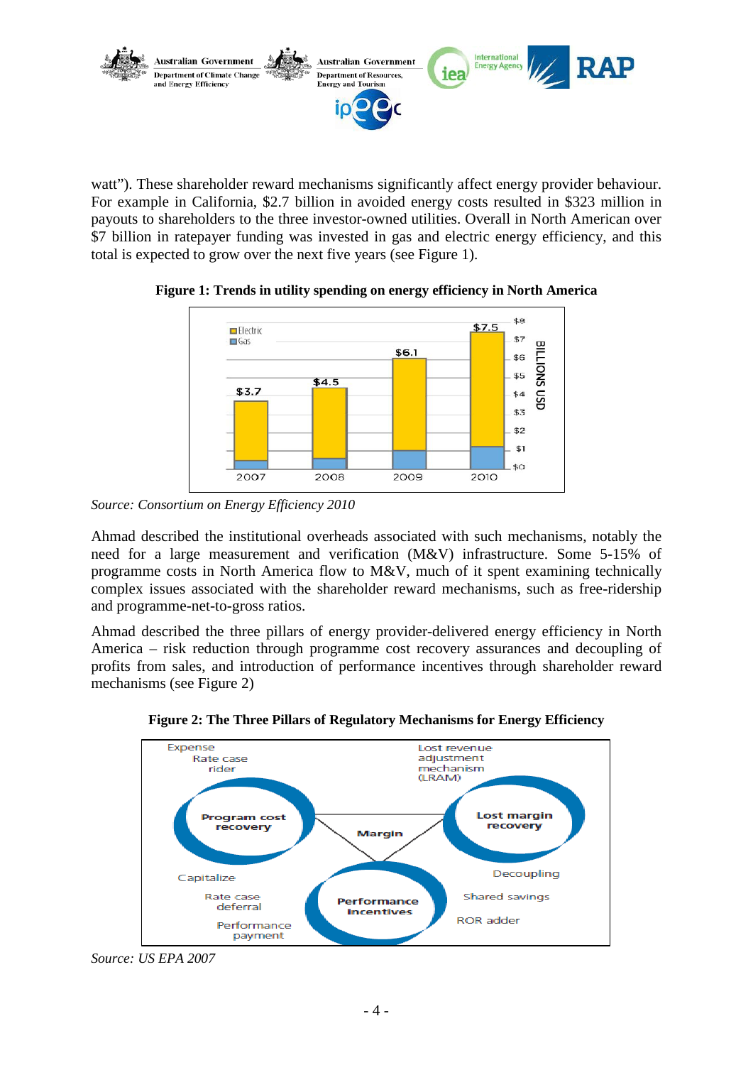watt"). These shareholder reward mechanisms significantly affect energy provider behaviour. For example in California, $2.7 billion in avoided energy costs resulted in $323 million in payouts to shareholders to the three investor-owned utilities. Overall in North American over $7 billion in ratepayer funding was invested in gas and electric energy efficiency, and this total is expected to grow over the next five years (see Figure 1).

**Figure 1: Trends in utility spending on energy efficiency in North America**

*Source: Consortium on Energy Efficiency 2010*

Ahmad described the institutional overheads associated with such mechanisms, notably the need for a large measurement and verification (M&V) infrastructure. Some 5-15% of programme costs in North America flow to M&V, much of it spent examining technically complex issues associated with the shareholder reward mechanisms, such as free-ridership and programme-net-to-gross ratios.

Ahmad described the three pillars of energy provider-delivered energy efficiency in North America – risk reduction through programme cost recovery assurances and decoupling of profits from sales, and introduction of performance incentives through shareholder reward mechanisms (see Figure 2)

**Figure 2: The Three Pillars of Regulatory Mechanisms for Energy Efficiency**

*Source: US EPA 2007*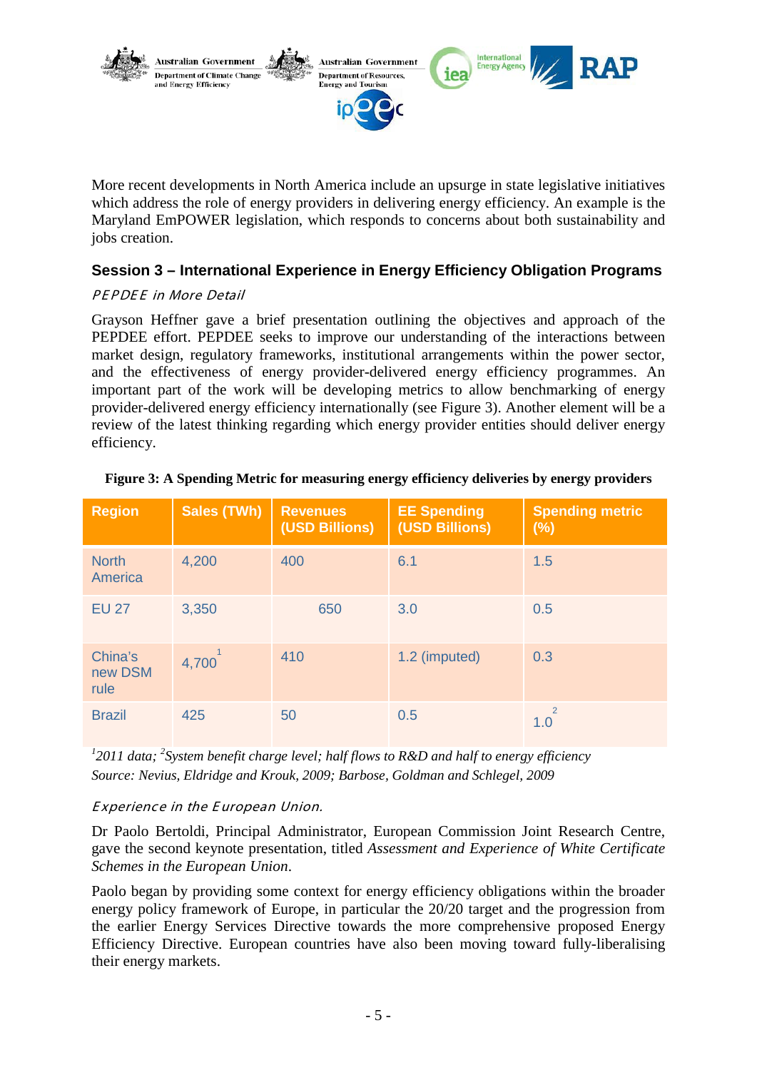More recent developments in North America include an upsurge in state legislative initiatives which address the role of energy providers in delivering energy efficiency. An example is the Maryland EmPOWER legislation, which responds to concerns about both sustainability and jobs creation.

### Session 3 – International Experience in Energy Efficiency Obligation Programs

*PEPDEE in More Detail*

Grayson Heffner gave a brief presentation outlining the objectives and approach of the PEPDEE effort. PEPDEE seeks to improve our understanding of the interactions between market design, regulatory frameworks, institutional arrangements within the power sector, and the effectiveness of energy provider-delivered energy efficiency programmes. An important part of the work will be developing metrics to allow benchmarking of energy provider-delivered energy efficiency internationally (see Figure 3). Another element will be a review of the latest thinking regarding which energy provider entities should deliver energy efficiency.

**Figure 3: A Spending Metric for measuring energy efficiency deliveries by energy providers**

| Region | Sales (TWh) | Revenues (USD Billions) | EE Spending (USD Billions) | Spending metric (%) |
|---|---|---|---|---|
| North America | 4,200 | 400 | 6.1 | 1.5 |
| EU 27 | 3,350 | 650 | 3.0 | 0.5 |
| China's new DSM rule | 4,700[1] | 410 | 1.2 (imputed) | 0.3 |
| Brazil | 425 | 50 | 0.5 | 1.0[2] |

*[1]2011 data; [2]System benefit charge level; half flows to R&D and half to energy efficiency*

*Source: Nevius, Eldridge and Krouk, 2009; Barbose, Goldman and Schlegel, 2009*

*Experience in the European Union.*

Dr Paolo Bertoldi, Principal Administrator, European Commission Joint Research Centre, gave the second keynote presentation, titled *Assessment and Experience of White Certificate Schemes in the European Union*.

Paolo began by providing some context for energy efficiency obligations within the broader energy policy framework of Europe, in particular the 20/20 target and the progression from the earlier Energy Services Directive towards the more comprehensive proposed Energy Efficiency Directive. European countries have also been moving toward fully-liberalising their energy markets.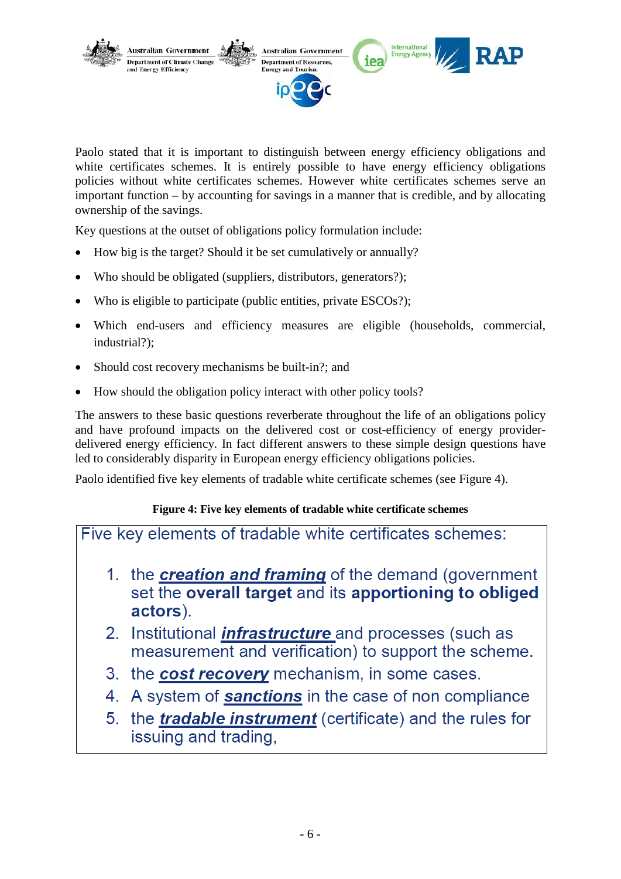Paolo stated that it is important to distinguish between energy efficiency obligations and white certificates schemes. It is entirely possible to have energy efficiency obligations policies without white certificates schemes. However white certificates schemes serve an important function – by accounting for savings in a manner that is credible, and by allocating ownership of the savings.

Key questions at the outset of obligations policy formulation include:

- How big is the target? Should it be set cumulatively or annually?
- Who should be obligated (suppliers, distributors, generators?);
- Who is eligible to participate (public entities, private ESCOs?);
- Which end-users and efficiency measures are eligible (households, commercial, industrial?);
- Should cost recovery mechanisms be built-in?; and
- How should the obligation policy interact with other policy tools?

The answers to these basic questions reverberate throughout the life of an obligations policy and have profound impacts on the delivered cost or cost-efficiency of energy provider-delivered energy efficiency. In fact different answers to these simple design questions have led to considerably disparity in European energy efficiency obligations policies.

Paolo identified five key elements of tradable white certificate schemes (see Figure 4).

**Figure 4: Five key elements of tradable white certificate schemes**

Five key elements of tradable white certificates schemes:

1. the ***creation and framing*** of the demand (government set the **overall target** and its **apportioning to obliged actors**).
2. Institutional ***infrastructure*** and processes (such as measurement and verification) to support the scheme.
3. the ***cost recovery*** mechanism, in some cases.
4. A system of ***sanctions*** in the case of non compliance
5. the ***tradable instrument*** (certificate) and the rules for issuing and trading,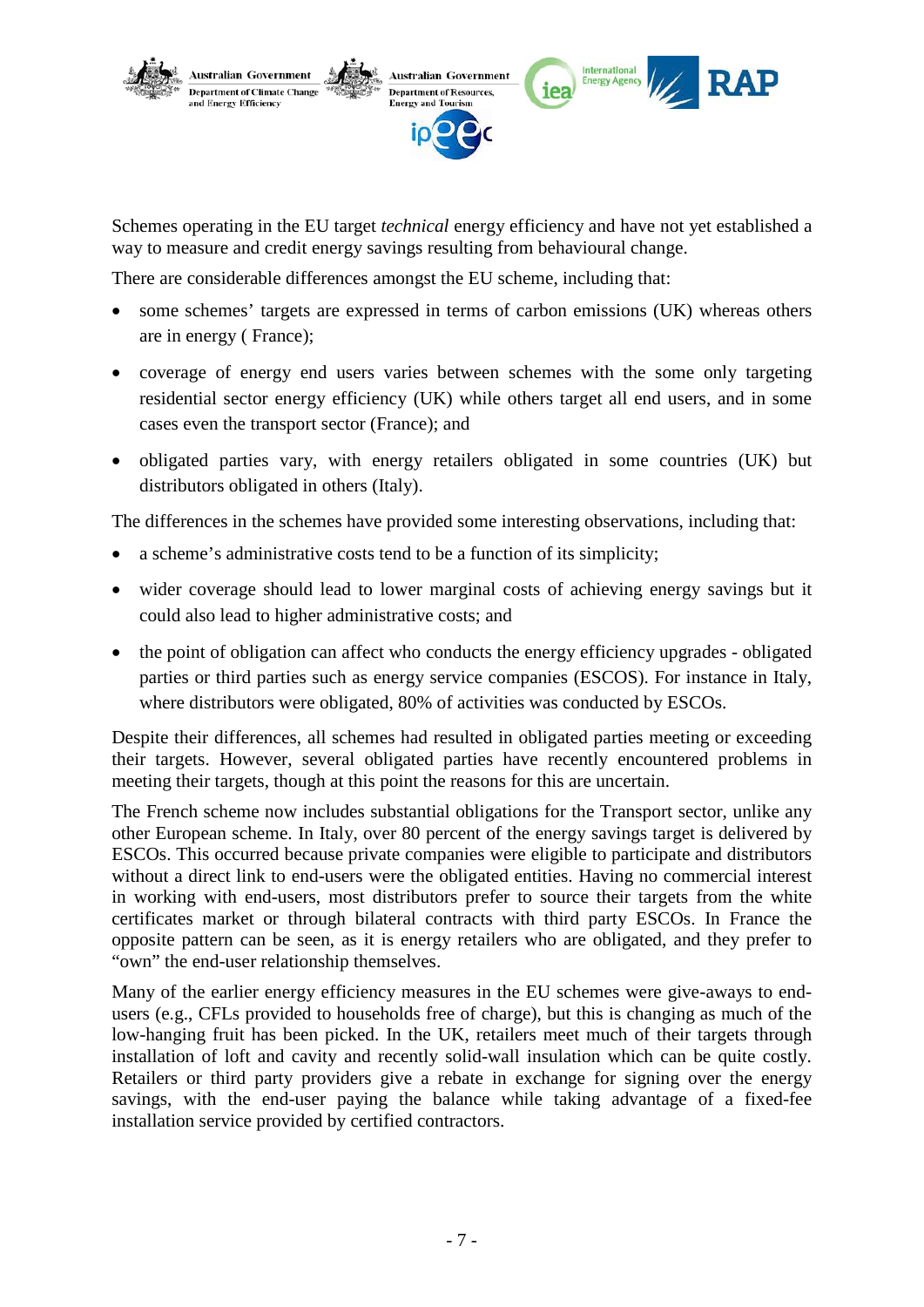Schemes operating in the EU target *technical* energy efficiency and have not yet established a way to measure and credit energy savings resulting from behavioural change.

There are considerable differences amongst the EU scheme, including that:

- some schemes' targets are expressed in terms of carbon emissions (UK) whereas others are in energy ( France);
- coverage of energy end users varies between schemes with the some only targeting residential sector energy efficiency (UK) while others target all end users, and in some cases even the transport sector (France); and
- obligated parties vary, with energy retailers obligated in some countries (UK) but distributors obligated in others (Italy).

The differences in the schemes have provided some interesting observations, including that:

- a scheme's administrative costs tend to be a function of its simplicity;
- wider coverage should lead to lower marginal costs of achieving energy savings but it could also lead to higher administrative costs; and
- the point of obligation can affect who conducts the energy efficiency upgrades - obligated parties or third parties such as energy service companies (ESCOS). For instance in Italy, where distributors were obligated, 80% of activities was conducted by ESCOs.

Despite their differences, all schemes had resulted in obligated parties meeting or exceeding their targets. However, several obligated parties have recently encountered problems in meeting their targets, though at this point the reasons for this are uncertain.

The French scheme now includes substantial obligations for the Transport sector, unlike any other European scheme. In Italy, over 80 percent of the energy savings target is delivered by ESCOs. This occurred because private companies were eligible to participate and distributors without a direct link to end-users were the obligated entities. Having no commercial interest in working with end-users, most distributors prefer to source their targets from the white certificates market or through bilateral contracts with third party ESCOs. In France the opposite pattern can be seen, as it is energy retailers who are obligated, and they prefer to "own" the end-user relationship themselves.

Many of the earlier energy efficiency measures in the EU schemes were give-aways to end-users (e.g., CFLs provided to households free of charge), but this is changing as much of the low-hanging fruit has been picked. In the UK, retailers meet much of their targets through installation of loft and cavity and recently solid-wall insulation which can be quite costly. Retailers or third party providers give a rebate in exchange for signing over the energy savings, with the end-user paying the balance while taking advantage of a fixed-fee installation service provided by certified contractors.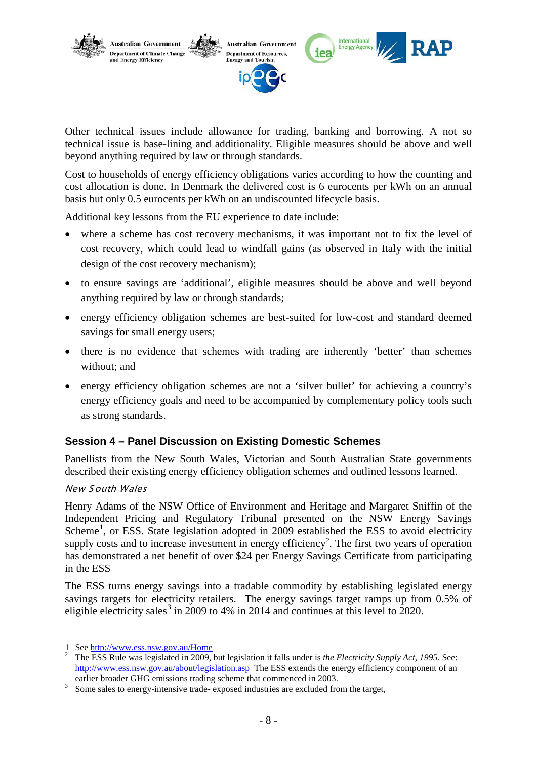Other technical issues include allowance for trading, banking and borrowing. A not so technical issue is base-lining and additionality. Eligible measures should be above and well beyond anything required by law or through standards.

Cost to households of energy efficiency obligations varies according to how the counting and cost allocation is done. In Denmark the delivered cost is 6 eurocents per kWh on an annual basis but only 0.5 eurocents per kWh on an undiscounted lifecycle basis.

Additional key lessons from the EU experience to date include:

- where a scheme has cost recovery mechanisms, it was important not to fix the level of cost recovery, which could lead to windfall gains (as observed in Italy with the initial design of the cost recovery mechanism);
- to ensure savings are 'additional', eligible measures should be above and well beyond anything required by law or through standards;
- energy efficiency obligation schemes are best-suited for low-cost and standard deemed savings for small energy users;
- there is no evidence that schemes with trading are inherently 'better' than schemes without; and
- energy efficiency obligation schemes are not a 'silver bullet' for achieving a country's energy efficiency goals and need to be accompanied by complementary policy tools such as strong standards.

## Session 4 – Panel Discussion on Existing Domestic Schemes

Panellists from the New South Wales, Victorian and South Australian State governments described their existing energy efficiency obligation schemes and outlined lessons learned.

*New South Wales*

Henry Adams of the NSW Office of Environment and Heritage and Margaret Sniffin of the Independent Pricing and Regulatory Tribunal presented on the NSW Energy Savings Scheme[1], or ESS. State legislation adopted in 2009 established the ESS to avoid electricity supply costs and to increase investment in energy efficiency[2]. The first two years of operation has demonstrated a net benefit of over $24 per Energy Savings Certificate from participating in the ESS

The ESS turns energy savings into a tradable commodity by establishing legislated energy savings targets for electricity retailers. The energy savings target ramps up from 0.5% of eligible electricity sales[3] in 2009 to 4% in 2014 and continues at this level to 2020.

---

1 See http://www.ess.nsw.gov.au/Home

2 The ESS Rule was legislated in 2009, but legislation it falls under is *the Electricity Supply Act, 1995*. See: http://www.ess.nsw.gov.au/about/legislation.asp The ESS extends the energy efficiency component of an earlier broader GHG emissions trading scheme that commenced in 2003.

3 Some sales to energy-intensive trade- exposed industries are excluded from the target,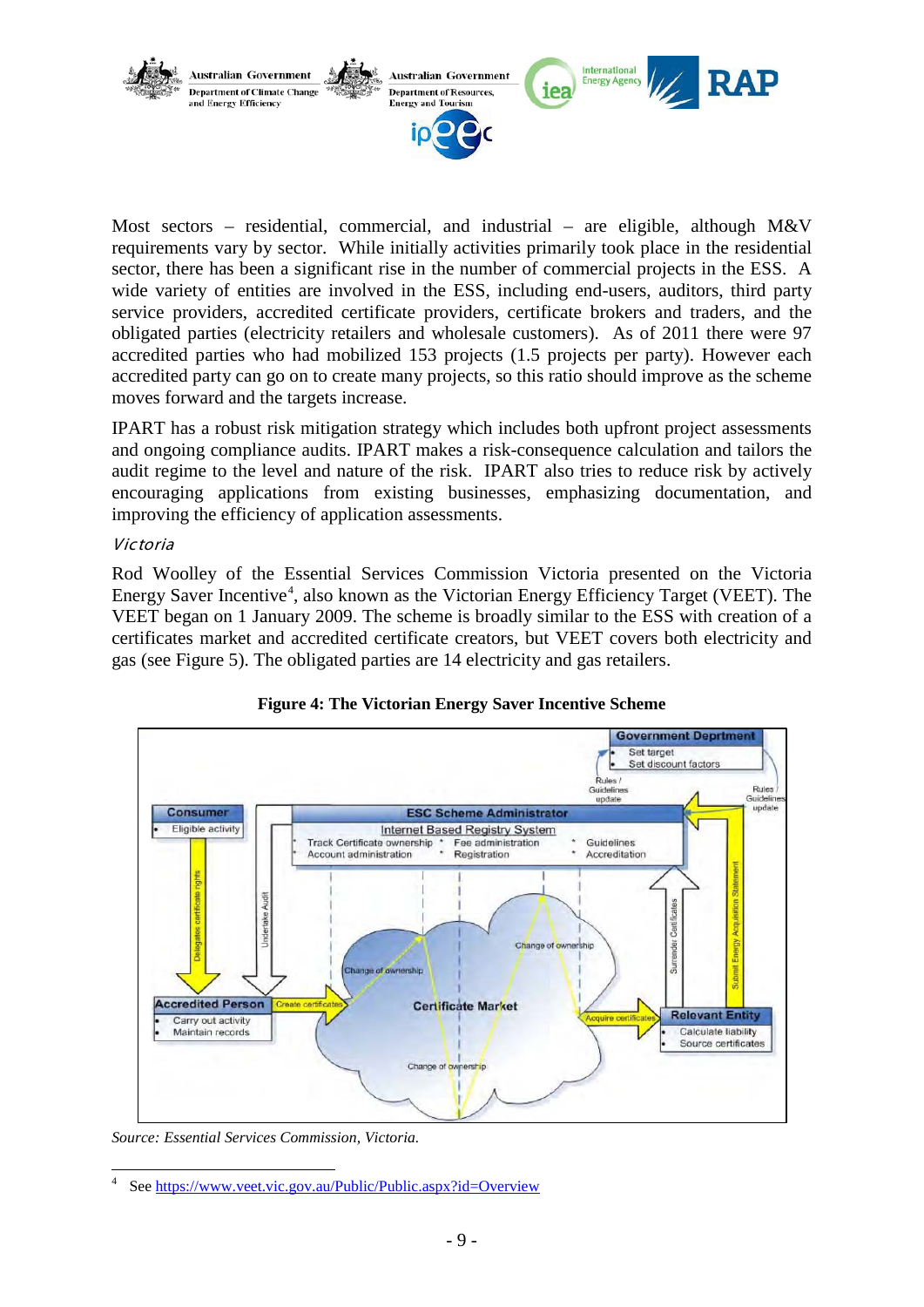Most sectors – residential, commercial, and industrial – are eligible, although M&V requirements vary by sector. While initially activities primarily took place in the residential sector, there has been a significant rise in the number of commercial projects in the ESS. A wide variety of entities are involved in the ESS, including end-users, auditors, third party service providers, accredited certificate providers, certificate brokers and traders, and the obligated parties (electricity retailers and wholesale customers). As of 2011 there were 97 accredited parties who had mobilized 153 projects (1.5 projects per party). However each accredited party can go on to create many projects, so this ratio should improve as the scheme moves forward and the targets increase.

IPART has a robust risk mitigation strategy which includes both upfront project assessments and ongoing compliance audits. IPART makes a risk-consequence calculation and tailors the audit regime to the level and nature of the risk. IPART also tries to reduce risk by actively encouraging applications from existing businesses, emphasizing documentation, and improving the efficiency of application assessments.

*Victoria*

Rod Woolley of the Essential Services Commission Victoria presented on the Victoria Energy Saver Incentive[4], also known as the Victorian Energy Efficiency Target (VEET). The VEET began on 1 January 2009. The scheme is broadly similar to the ESS with creation of a certificates market and accredited certificate creators, but VEET covers both electricity and gas (see Figure 5). The obligated parties are 14 electricity and gas retailers.

**Figure 4: The Victorian Energy Saver Incentive Scheme**

*Source: Essential Services Commission, Victoria.*

[4] See https://www.veet.vic.gov.au/Public/Public.aspx?id=Overview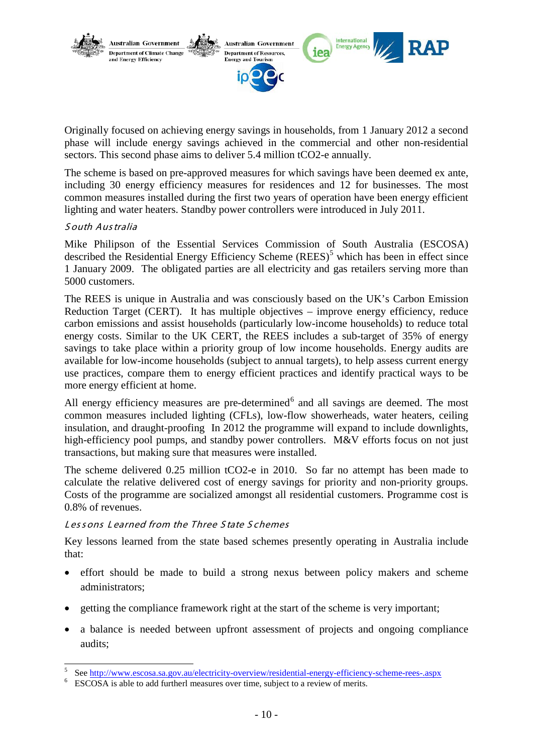Originally focused on achieving energy savings in households, from 1 January 2012 a second phase will include energy savings achieved in the commercial and other non-residential sectors. This second phase aims to deliver 5.4 million tCO2-e annually.

The scheme is based on pre-approved measures for which savings have been deemed ex ante, including 30 energy efficiency measures for residences and 12 for businesses. The most common measures installed during the first two years of operation have been energy efficient lighting and water heaters. Standby power controllers were introduced in July 2011.

### *South Australia*

Mike Philipson of the Essential Services Commission of South Australia (ESCOSA) described the Residential Energy Efficiency Scheme (REES)[5] which has been in effect since 1 January 2009. The obligated parties are all electricity and gas retailers serving more than 5000 customers.

The REES is unique in Australia and was consciously based on the UK's Carbon Emission Reduction Target (CERT). It has multiple objectives – improve energy efficiency, reduce carbon emissions and assist households (particularly low-income households) to reduce total energy costs. Similar to the UK CERT, the REES includes a sub-target of 35% of energy savings to take place within a priority group of low income households. Energy audits are available for low-income households (subject to annual targets), to help assess current energy use practices, compare them to energy efficient practices and identify practical ways to be more energy efficient at home.

All energy efficiency measures are pre-determined[6] and all savings are deemed. The most common measures included lighting (CFLs), low-flow showerheads, water heaters, ceiling insulation, and draught-proofing In 2012 the programme will expand to include downlights, high-efficiency pool pumps, and standby power controllers. M&V efforts focus on not just transactions, but making sure that measures were installed.

The scheme delivered 0.25 million tCO2-e in 2010. So far no attempt has been made to calculate the relative delivered cost of energy savings for priority and non-priority groups. Costs of the programme are socialized amongst all residential customers. Programme cost is 0.8% of revenues.

### *Lessons Learned from the Three State Schemes*

Key lessons learned from the state based schemes presently operating in Australia include that:

- effort should be made to build a strong nexus between policy makers and scheme administrators;
- getting the compliance framework right at the start of the scheme is very important;
- a balance is needed between upfront assessment of projects and ongoing compliance audits;

---

[5] See http://www.escosa.sa.gov.au/electricity-overview/residential-energy-efficiency-scheme-rees-.aspx

[6] ESCOSA is able to add furtherl measures over time, subject to a review of merits.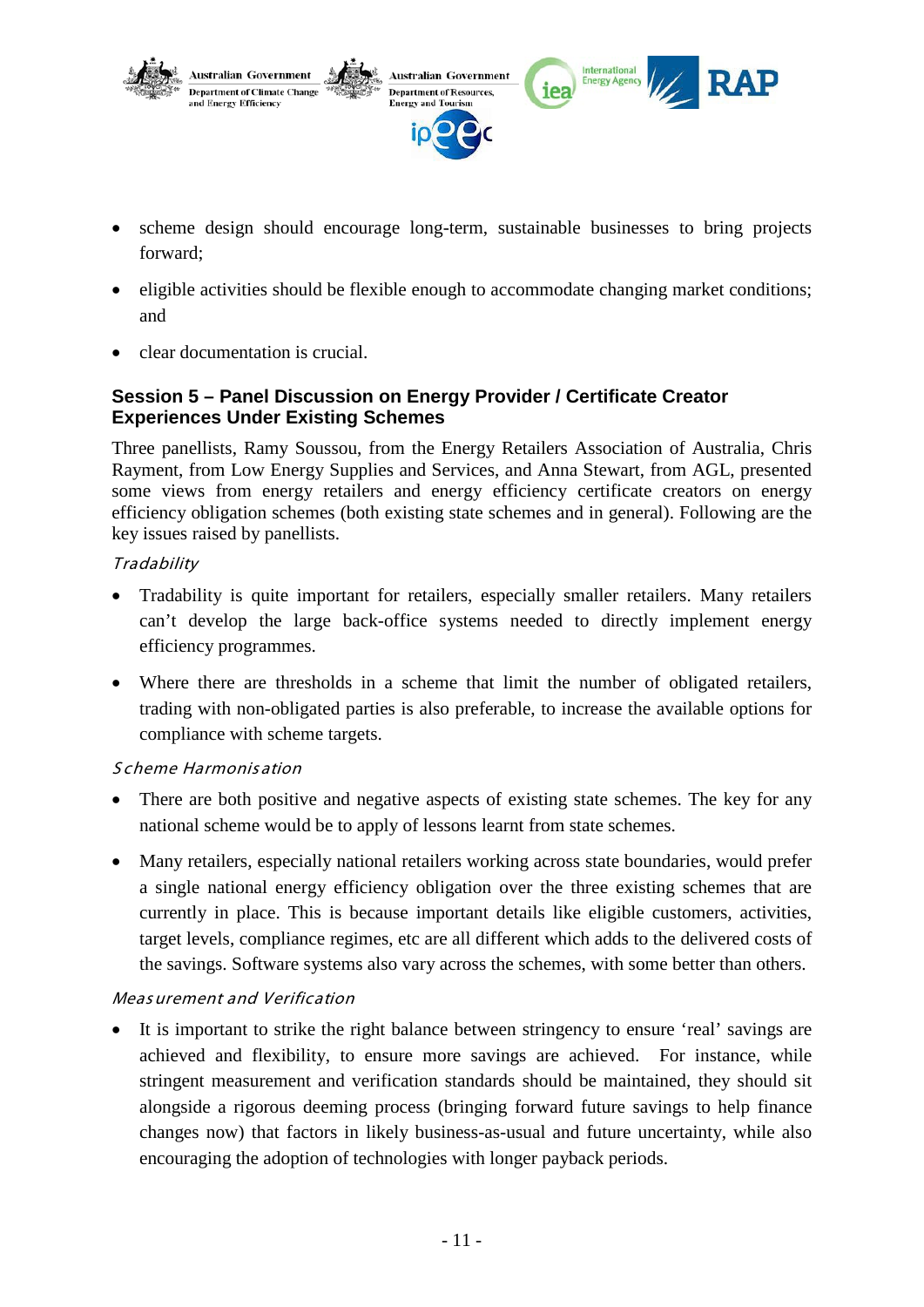- scheme design should encourage long-term, sustainable businesses to bring projects forward;
- eligible activities should be flexible enough to accommodate changing market conditions; and
- clear documentation is crucial.

### Session 5 – Panel Discussion on Energy Provider / Certificate Creator Experiences Under Existing Schemes

Three panellists, Ramy Soussou, from the Energy Retailers Association of Australia, Chris Rayment, from Low Energy Supplies and Services, and Anna Stewart, from AGL, presented some views from energy retailers and energy efficiency certificate creators on energy efficiency obligation schemes (both existing state schemes and in general). Following are the key issues raised by panellists.

*Tradability*

- Tradability is quite important for retailers, especially smaller retailers. Many retailers can't develop the large back-office systems needed to directly implement energy efficiency programmes.
- Where there are thresholds in a scheme that limit the number of obligated retailers, trading with non-obligated parties is also preferable, to increase the available options for compliance with scheme targets.

*Scheme Harmonisation*

- There are both positive and negative aspects of existing state schemes. The key for any national scheme would be to apply of lessons learnt from state schemes.
- Many retailers, especially national retailers working across state boundaries, would prefer a single national energy efficiency obligation over the three existing schemes that are currently in place. This is because important details like eligible customers, activities, target levels, compliance regimes, etc are all different which adds to the delivered costs of the savings. Software systems also vary across the schemes, with some better than others.

*Measurement and Verification*

- It is important to strike the right balance between stringency to ensure 'real' savings are achieved and flexibility, to ensure more savings are achieved. For instance, while stringent measurement and verification standards should be maintained, they should sit alongside a rigorous deeming process (bringing forward future savings to help finance changes now) that factors in likely business-as-usual and future uncertainty, while also encouraging the adoption of technologies with longer payback periods.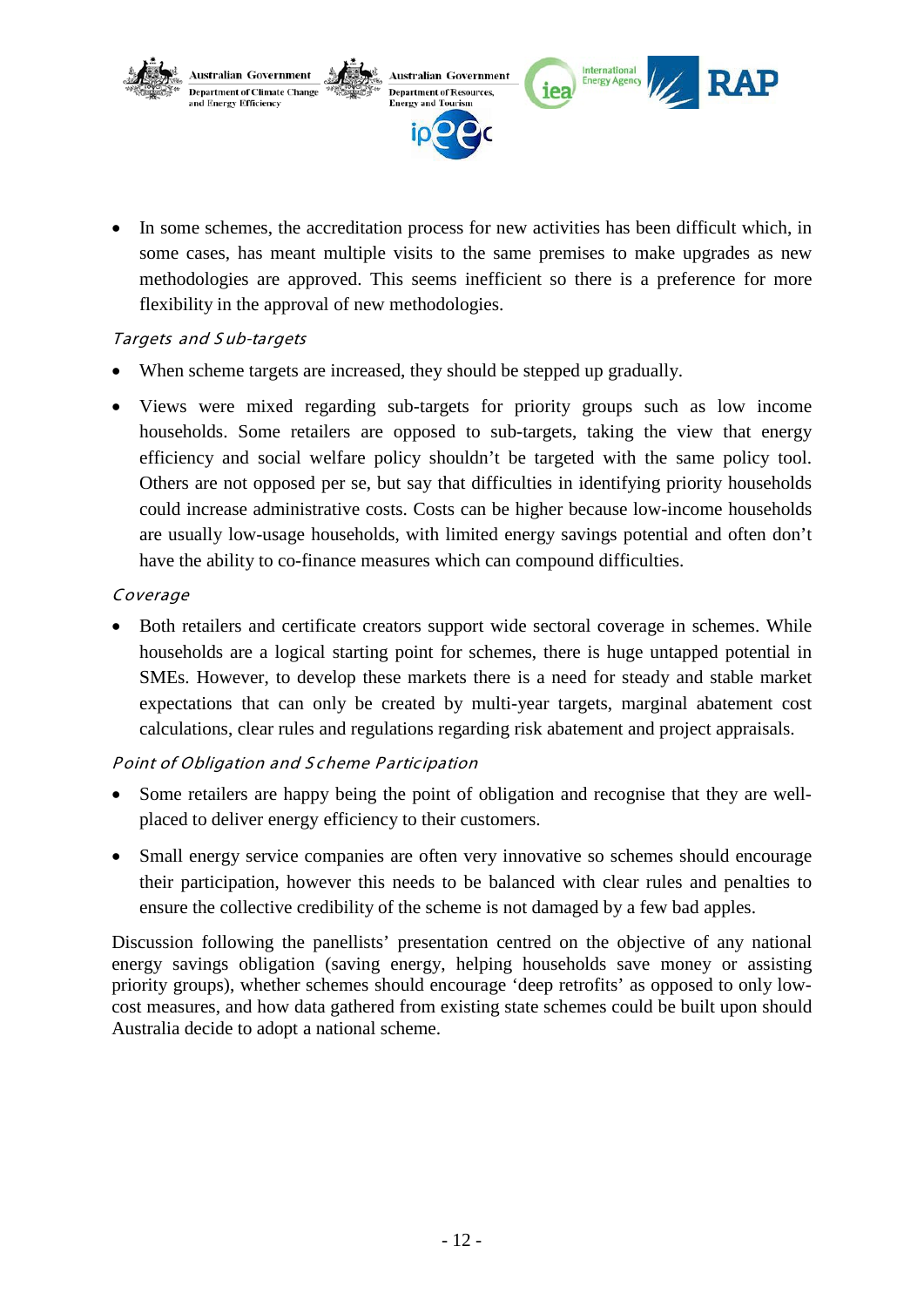- In some schemes, the accreditation process for new activities has been difficult which, in some cases, has meant multiple visits to the same premises to make upgrades as new methodologies are approved. This seems inefficient so there is a preference for more flexibility in the approval of new methodologies.

*Targets and Sub-targets*

- When scheme targets are increased, they should be stepped up gradually.
- Views were mixed regarding sub-targets for priority groups such as low income households. Some retailers are opposed to sub-targets, taking the view that energy efficiency and social welfare policy shouldn't be targeted with the same policy tool. Others are not opposed per se, but say that difficulties in identifying priority households could increase administrative costs. Costs can be higher because low-income households are usually low-usage households, with limited energy savings potential and often don't have the ability to co-finance measures which can compound difficulties.

*Coverage*

- Both retailers and certificate creators support wide sectoral coverage in schemes. While households are a logical starting point for schemes, there is huge untapped potential in SMEs. However, to develop these markets there is a need for steady and stable market expectations that can only be created by multi-year targets, marginal abatement cost calculations, clear rules and regulations regarding risk abatement and project appraisals.

*Point of Obligation and Scheme Participation*

- Some retailers are happy being the point of obligation and recognise that they are well-placed to deliver energy efficiency to their customers.
- Small energy service companies are often very innovative so schemes should encourage their participation, however this needs to be balanced with clear rules and penalties to ensure the collective credibility of the scheme is not damaged by a few bad apples.

Discussion following the panellists' presentation centred on the objective of any national energy savings obligation (saving energy, helping households save money or assisting priority groups), whether schemes should encourage 'deep retrofits' as opposed to only low-cost measures, and how data gathered from existing state schemes could be built upon should Australia decide to adopt a national scheme.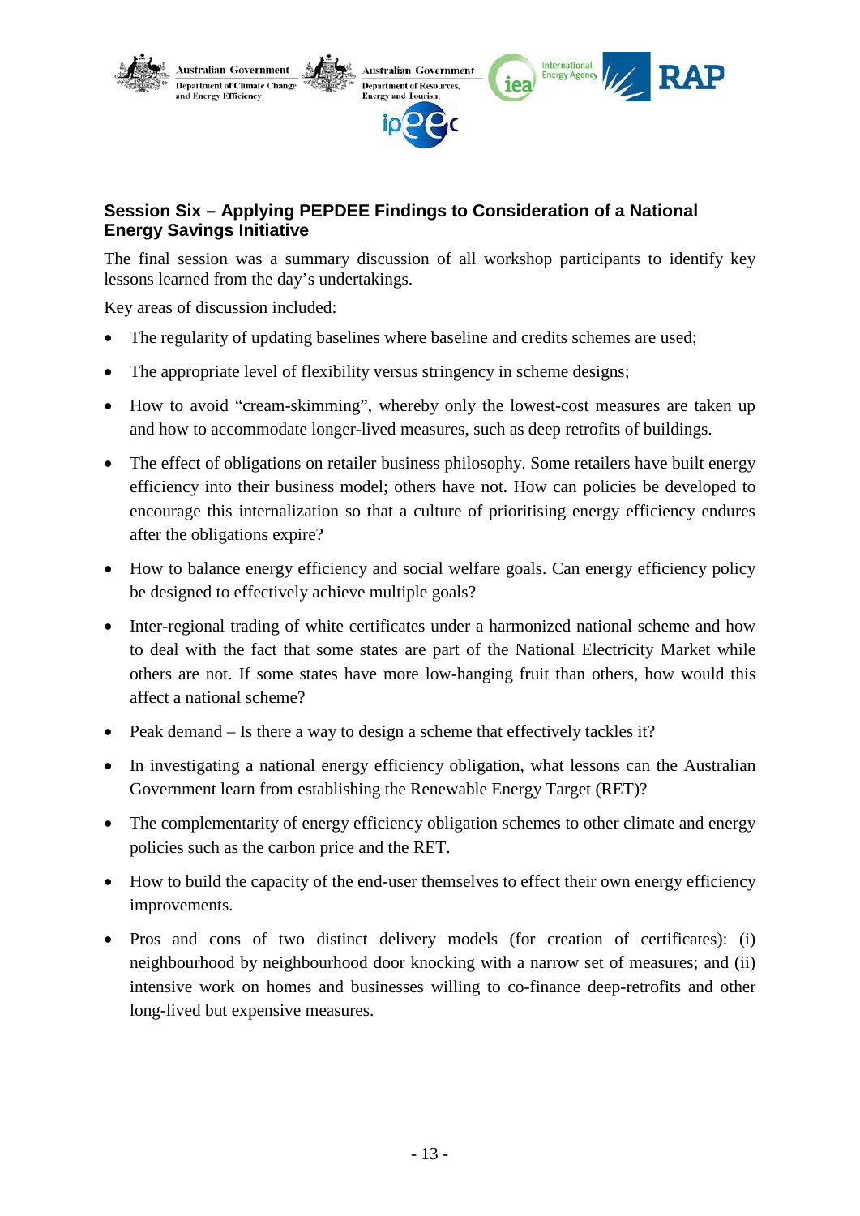## Session Six – Applying PEPDEE Findings to Consideration of a National Energy Savings Initiative

The final session was a summary discussion of all workshop participants to identify key lessons learned from the day's undertakings.

Key areas of discussion included:

- The regularity of updating baselines where baseline and credits schemes are used;
- The appropriate level of flexibility versus stringency in scheme designs;
- How to avoid "cream-skimming", whereby only the lowest-cost measures are taken up and how to accommodate longer-lived measures, such as deep retrofits of buildings.
- The effect of obligations on retailer business philosophy. Some retailers have built energy efficiency into their business model; others have not. How can policies be developed to encourage this internalization so that a culture of prioritising energy efficiency endures after the obligations expire?
- How to balance energy efficiency and social welfare goals. Can energy efficiency policy be designed to effectively achieve multiple goals?
- Inter-regional trading of white certificates under a harmonized national scheme and how to deal with the fact that some states are part of the National Electricity Market while others are not. If some states have more low-hanging fruit than others, how would this affect a national scheme?
- Peak demand – Is there a way to design a scheme that effectively tackles it?
- In investigating a national energy efficiency obligation, what lessons can the Australian Government learn from establishing the Renewable Energy Target (RET)?
- The complementarity of energy efficiency obligation schemes to other climate and energy policies such as the carbon price and the RET.
- How to build the capacity of the end-user themselves to effect their own energy efficiency improvements.
- Pros and cons of two distinct delivery models (for creation of certificates): (i) neighbourhood by neighbourhood door knocking with a narrow set of measures; and (ii) intensive work on homes and businesses willing to co-finance deep-retrofits and other long-lived but expensive measures.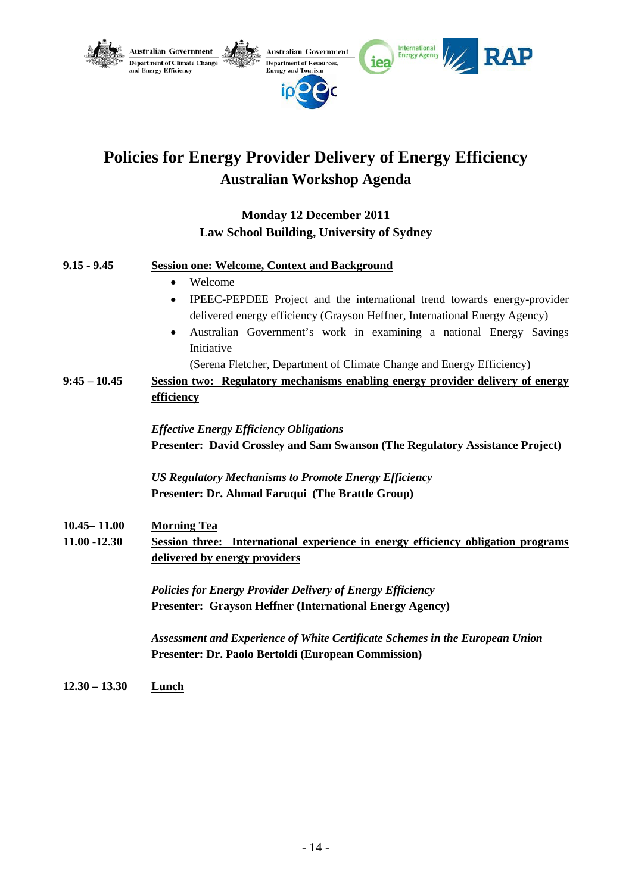Australian Government — Department of Climate Change and Energy Efficiency
Australian Government — Department of Resources, Energy and Tourism
International Energy Agency
RAP
ipeec

# Policies for Energy Provider Delivery of Energy Efficiency

## Australian Workshop Agenda

**Monday 12 December 2011**
**Law School Building, University of Sydney**

**9.15 - 9.45** — **Session one: Welcome, Context and Background**

- Welcome
- IPEEC-PEPDEE Project and the international trend towards energy-provider delivered energy efficiency (Grayson Heffner, International Energy Agency)
- Australian Government's work in examining a national Energy Savings Initiative
  (Serena Fletcher, Department of Climate Change and Energy Efficiency)

**9:45 – 10.45** — **Session two: Regulatory mechanisms enabling energy provider delivery of energy efficiency**

*Effective Energy Efficiency Obligations*
**Presenter: David Crossley and Sam Swanson (The Regulatory Assistance Project)**

*US Regulatory Mechanisms to Promote Energy Efficiency*
**Presenter: Dr. Ahmad Faruqui (The Brattle Group)**

**10.45– 11.00** — **Morning Tea**

**11.00 -12.30** — **Session three: International experience in energy efficiency obligation programs delivered by energy providers**

*Policies for Energy Provider Delivery of Energy Efficiency*
**Presenter: Grayson Heffner (International Energy Agency)**

*Assessment and Experience of White Certificate Schemes in the European Union*
**Presenter: Dr. Paolo Bertoldi (European Commission)**

**12.30 – 13.30** — **Lunch**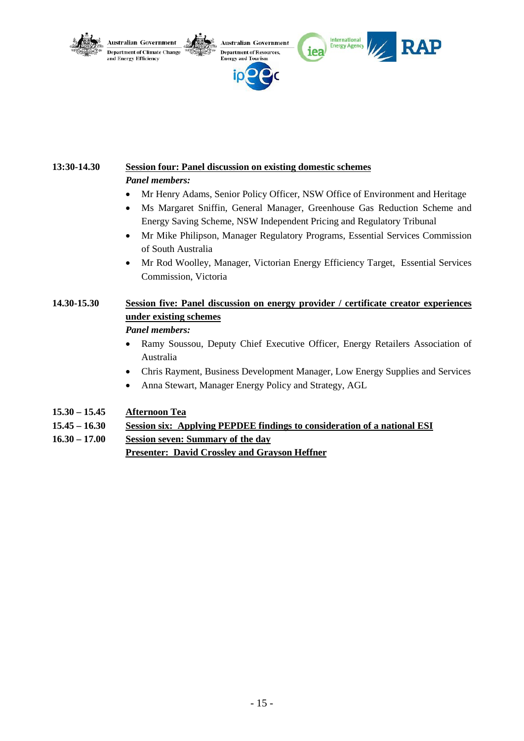**13:30-14.30** **Session four: Panel discussion on existing domestic schemes**

***Panel members:***

- Mr Henry Adams, Senior Policy Officer, NSW Office of Environment and Heritage
- Ms Margaret Sniffin, General Manager, Greenhouse Gas Reduction Scheme and Energy Saving Scheme, NSW Independent Pricing and Regulatory Tribunal
- Mr Mike Philipson, Manager Regulatory Programs, Essential Services Commission of South Australia
- Mr Rod Woolley, Manager, Victorian Energy Efficiency Target, Essential Services Commission, Victoria

**14.30-15.30** **Session five: Panel discussion on energy provider / certificate creator experiences under existing schemes**

***Panel members:***

- Ramy Soussou, Deputy Chief Executive Officer, Energy Retailers Association of Australia
- Chris Rayment, Business Development Manager, Low Energy Supplies and Services
- Anna Stewart, Manager Energy Policy and Strategy, AGL

**15.30 – 15.45** **Afternoon Tea**

**15.45 – 16.30** **Session six: Applying PEPDEE findings to consideration of a national ESI**

**16.30 – 17.00** **Session seven: Summary of the day**

**Presenter: David Crossley and Grayson Heffner**